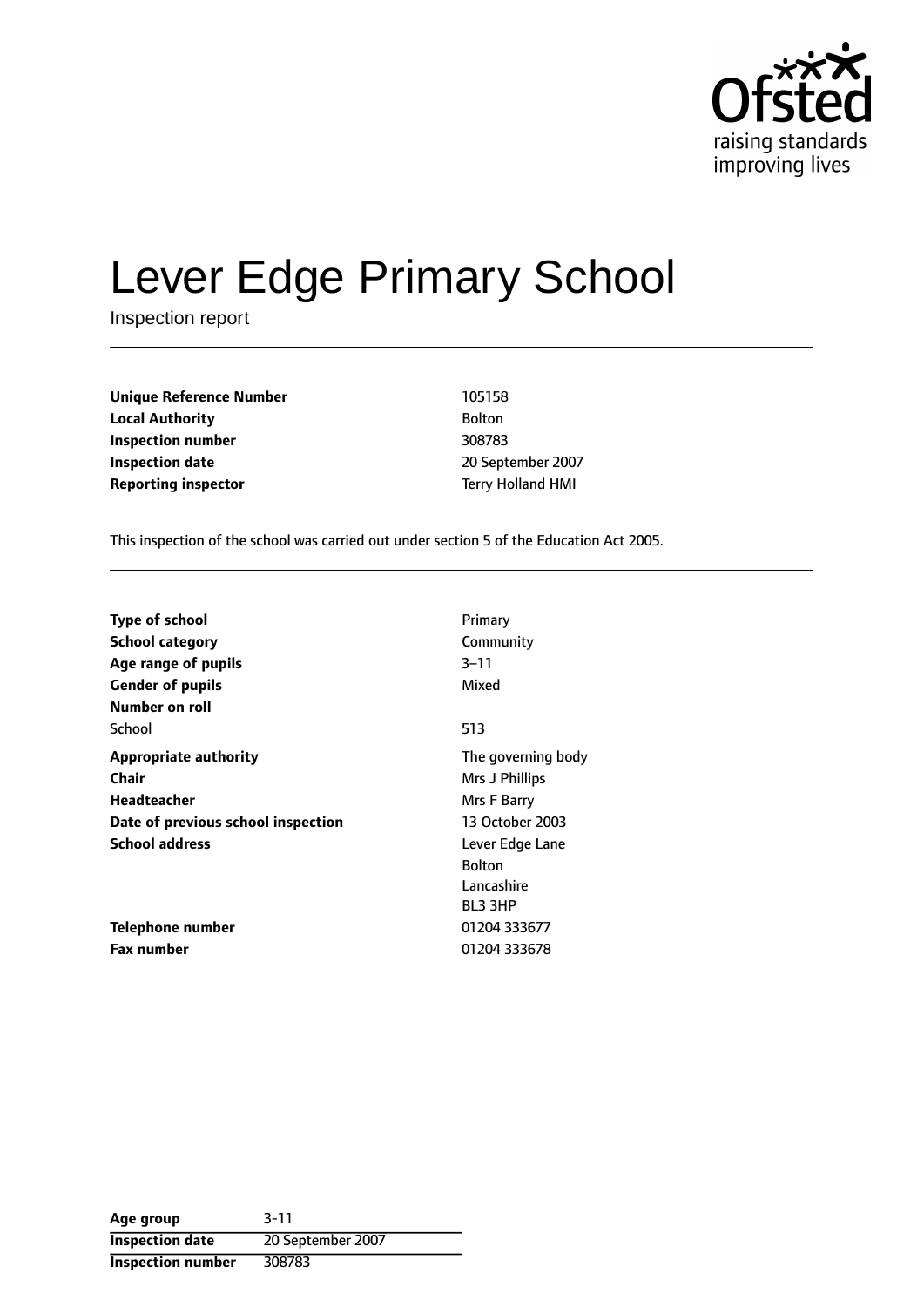# Lever Edge Primary School

Inspection report

| | |
|---|---|
| **Unique Reference Number** | 105158 |
| **Local Authority** | Bolton |
| **Inspection number** | 308783 |
| **Inspection date** | 20 September 2007 |
| **Reporting inspector** | Terry Holland HMI |

This inspection of the school was carried out under section 5 of the Education Act 2005.

| | |
|---|---|
| **Type of school** | Primary |
| **School category** | Community |
| **Age range of pupils** | 3–11 |
| **Gender of pupils** | Mixed |
| **Number on roll** | |
| School | 513 |
| **Appropriate authority** | The governing body |
| **Chair** | Mrs J Phillips |
| **Headteacher** | Mrs F Barry |
| **Date of previous school inspection** | 13 October 2003 |
| **School address** | Lever Edge Lane<br>Bolton<br>Lancashire<br>BL3 3HP |
| **Telephone number** | 01204 333677 |
| **Fax number** | 01204 333678 |

| | |
|---|---|
| **Age group** | 3-11 |
| **Inspection date** | 20 September 2007 |
| **Inspection number** | 308783 |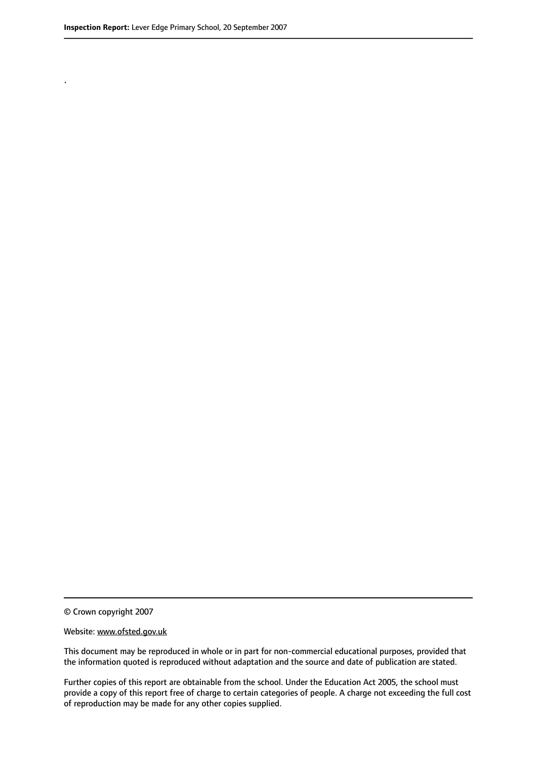.

© Crown copyright 2007

Website: www.ofsted.gov.uk

This document may be reproduced in whole or in part for non-commercial educational purposes, provided that the information quoted is reproduced without adaptation and the source and date of publication are stated.

Further copies of this report are obtainable from the school. Under the Education Act 2005, the school must provide a copy of this report free of charge to certain categories of people. A charge not exceeding the full cost of reproduction may be made for any other copies supplied.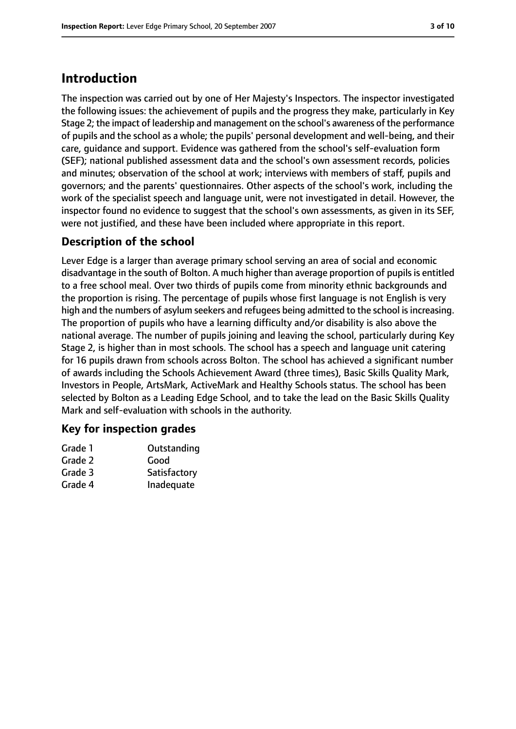# Introduction

The inspection was carried out by one of Her Majesty's Inspectors. The inspector investigated the following issues: the achievement of pupils and the progress they make, particularly in Key Stage 2; the impact of leadership and management on the school's awareness of the performance of pupils and the school as a whole; the pupils' personal development and well-being, and their care, guidance and support. Evidence was gathered from the school's self-evaluation form (SEF); national published assessment data and the school's own assessment records, policies and minutes; observation of the school at work; interviews with members of staff, pupils and governors; and the parents' questionnaires. Other aspects of the school's work, including the work of the specialist speech and language unit, were not investigated in detail. However, the inspector found no evidence to suggest that the school's own assessments, as given in its SEF, were not justified, and these have been included where appropriate in this report.

## Description of the school

Lever Edge is a larger than average primary school serving an area of social and economic disadvantage in the south of Bolton. A much higher than average proportion of pupils is entitled to a free school meal. Over two thirds of pupils come from minority ethnic backgrounds and the proportion is rising. The percentage of pupils whose first language is not English is very high and the numbers of asylum seekers and refugees being admitted to the school is increasing. The proportion of pupils who have a learning difficulty and/or disability is also above the national average. The number of pupils joining and leaving the school, particularly during Key Stage 2, is higher than in most schools. The school has a speech and language unit catering for 16 pupils drawn from schools across Bolton. The school has achieved a significant number of awards including the Schools Achievement Award (three times), Basic Skills Quality Mark, Investors in People, ArtsMark, ActiveMark and Healthy Schools status. The school has been selected by Bolton as a Leading Edge School, and to take the lead on the Basic Skills Quality Mark and self-evaluation with schools in the authority.

## Key for inspection grades

| | |
|---|---|
| Grade 1 | Outstanding |
| Grade 2 | Good |
| Grade 3 | Satisfactory |
| Grade 4 | Inadequate |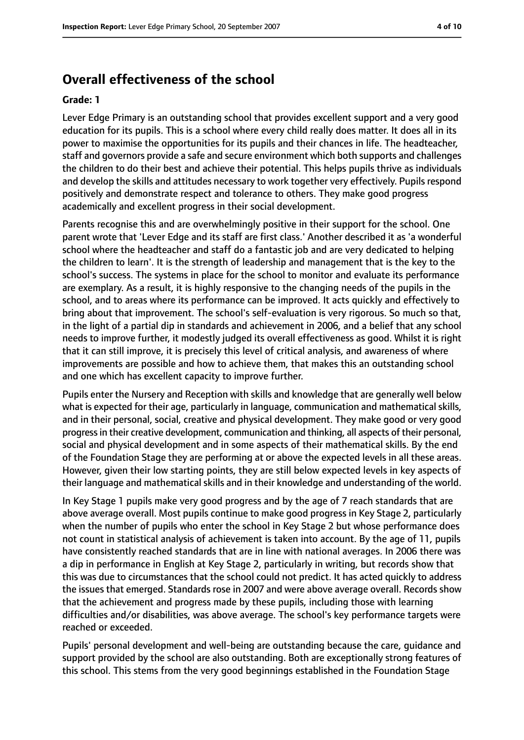## Overall effectiveness of the school

**Grade: 1**

Lever Edge Primary is an outstanding school that provides excellent support and a very good education for its pupils. This is a school where every child really does matter. It does all in its power to maximise the opportunities for its pupils and their chances in life. The headteacher, staff and governors provide a safe and secure environment which both supports and challenges the children to do their best and achieve their potential. This helps pupils thrive as individuals and develop the skills and attitudes necessary to work together very effectively. Pupils respond positively and demonstrate respect and tolerance to others. They make good progress academically and excellent progress in their social development.

Parents recognise this and are overwhelmingly positive in their support for the school. One parent wrote that 'Lever Edge and its staff are first class.' Another described it as 'a wonderful school where the headteacher and staff do a fantastic job and are very dedicated to helping the children to learn'. It is the strength of leadership and management that is the key to the school's success. The systems in place for the school to monitor and evaluate its performance are exemplary. As a result, it is highly responsive to the changing needs of the pupils in the school, and to areas where its performance can be improved. It acts quickly and effectively to bring about that improvement. The school's self-evaluation is very rigorous. So much so that, in the light of a partial dip in standards and achievement in 2006, and a belief that any school needs to improve further, it modestly judged its overall effectiveness as good. Whilst it is right that it can still improve, it is precisely this level of critical analysis, and awareness of where improvements are possible and how to achieve them, that makes this an outstanding school and one which has excellent capacity to improve further.

Pupils enter the Nursery and Reception with skills and knowledge that are generally well below what is expected for their age, particularly in language, communication and mathematical skills, and in their personal, social, creative and physical development. They make good or very good progress in their creative development, communication and thinking, all aspects of their personal, social and physical development and in some aspects of their mathematical skills. By the end of the Foundation Stage they are performing at or above the expected levels in all these areas. However, given their low starting points, they are still below expected levels in key aspects of their language and mathematical skills and in their knowledge and understanding of the world.

In Key Stage 1 pupils make very good progress and by the age of 7 reach standards that are above average overall. Most pupils continue to make good progress in Key Stage 2, particularly when the number of pupils who enter the school in Key Stage 2 but whose performance does not count in statistical analysis of achievement is taken into account. By the age of 11, pupils have consistently reached standards that are in line with national averages. In 2006 there was a dip in performance in English at Key Stage 2, particularly in writing, but records show that this was due to circumstances that the school could not predict. It has acted quickly to address the issues that emerged. Standards rose in 2007 and were above average overall. Records show that the achievement and progress made by these pupils, including those with learning difficulties and/or disabilities, was above average. The school's key performance targets were reached or exceeded.

Pupils' personal development and well-being are outstanding because the care, guidance and support provided by the school are also outstanding. Both are exceptionally strong features of this school. This stems from the very good beginnings established in the Foundation Stage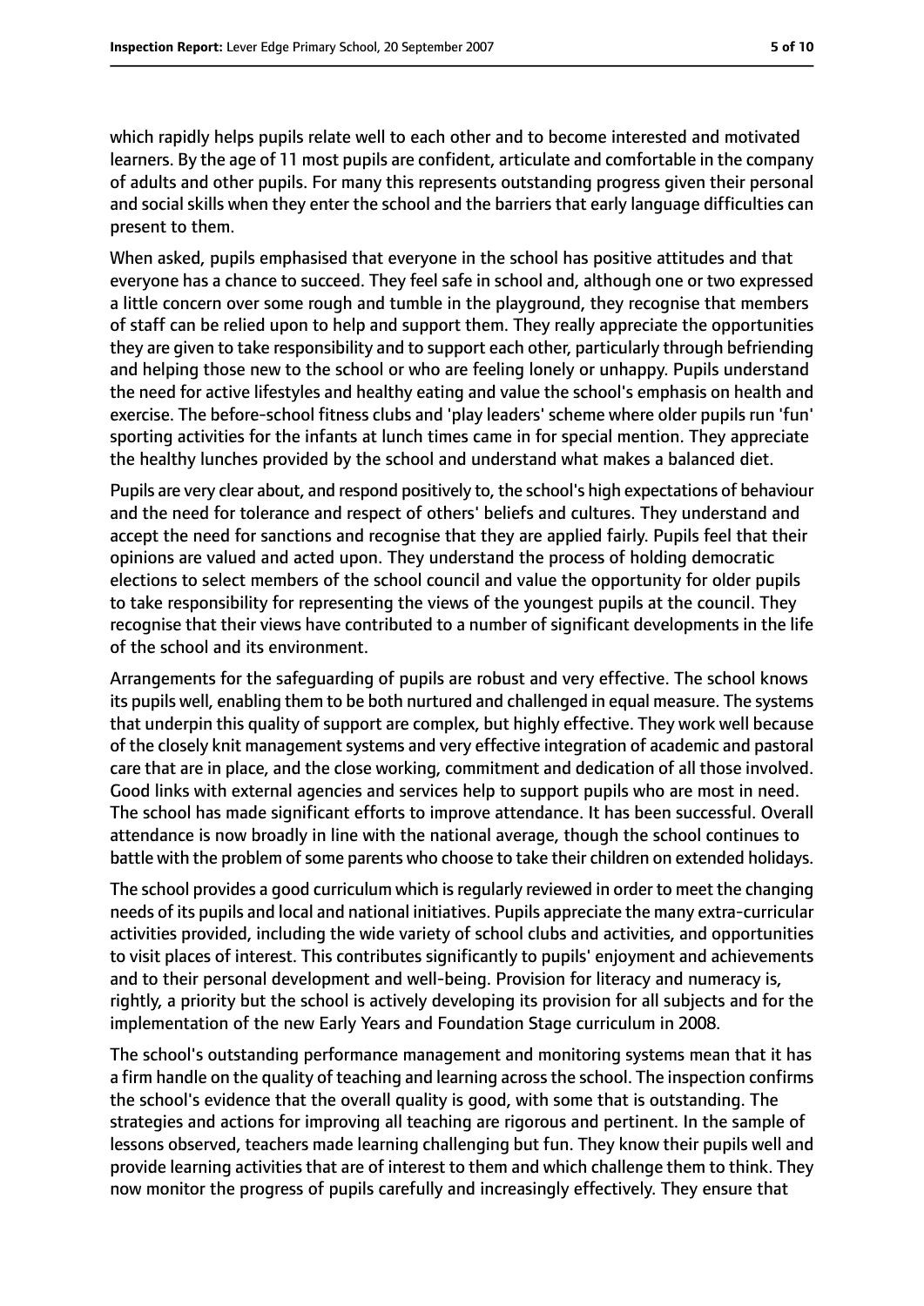which rapidly helps pupils relate well to each other and to become interested and motivated learners. By the age of 11 most pupils are confident, articulate and comfortable in the company of adults and other pupils. For many this represents outstanding progress given their personal and social skills when they enter the school and the barriers that early language difficulties can present to them.

When asked, pupils emphasised that everyone in the school has positive attitudes and that everyone has a chance to succeed. They feel safe in school and, although one or two expressed a little concern over some rough and tumble in the playground, they recognise that members of staff can be relied upon to help and support them. They really appreciate the opportunities they are given to take responsibility and to support each other, particularly through befriending and helping those new to the school or who are feeling lonely or unhappy. Pupils understand the need for active lifestyles and healthy eating and value the school's emphasis on health and exercise. The before-school fitness clubs and 'play leaders' scheme where older pupils run 'fun' sporting activities for the infants at lunch times came in for special mention. They appreciate the healthy lunches provided by the school and understand what makes a balanced diet.

Pupils are very clear about, and respond positively to, the school's high expectations of behaviour and the need for tolerance and respect of others' beliefs and cultures. They understand and accept the need for sanctions and recognise that they are applied fairly. Pupils feel that their opinions are valued and acted upon. They understand the process of holding democratic elections to select members of the school council and value the opportunity for older pupils to take responsibility for representing the views of the youngest pupils at the council. They recognise that their views have contributed to a number of significant developments in the life of the school and its environment.

Arrangements for the safeguarding of pupils are robust and very effective. The school knows its pupils well, enabling them to be both nurtured and challenged in equal measure. The systems that underpin this quality of support are complex, but highly effective. They work well because of the closely knit management systems and very effective integration of academic and pastoral care that are in place, and the close working, commitment and dedication of all those involved. Good links with external agencies and services help to support pupils who are most in need. The school has made significant efforts to improve attendance. It has been successful. Overall attendance is now broadly in line with the national average, though the school continues to battle with the problem of some parents who choose to take their children on extended holidays.

The school provides a good curriculum which is regularly reviewed in order to meet the changing needs of its pupils and local and national initiatives. Pupils appreciate the many extra-curricular activities provided, including the wide variety of school clubs and activities, and opportunities to visit places of interest. This contributes significantly to pupils' enjoyment and achievements and to their personal development and well-being. Provision for literacy and numeracy is, rightly, a priority but the school is actively developing its provision for all subjects and for the implementation of the new Early Years and Foundation Stage curriculum in 2008.

The school's outstanding performance management and monitoring systems mean that it has a firm handle on the quality of teaching and learning across the school. The inspection confirms the school's evidence that the overall quality is good, with some that is outstanding. The strategies and actions for improving all teaching are rigorous and pertinent. In the sample of lessons observed, teachers made learning challenging but fun. They know their pupils well and provide learning activities that are of interest to them and which challenge them to think. They now monitor the progress of pupils carefully and increasingly effectively. They ensure that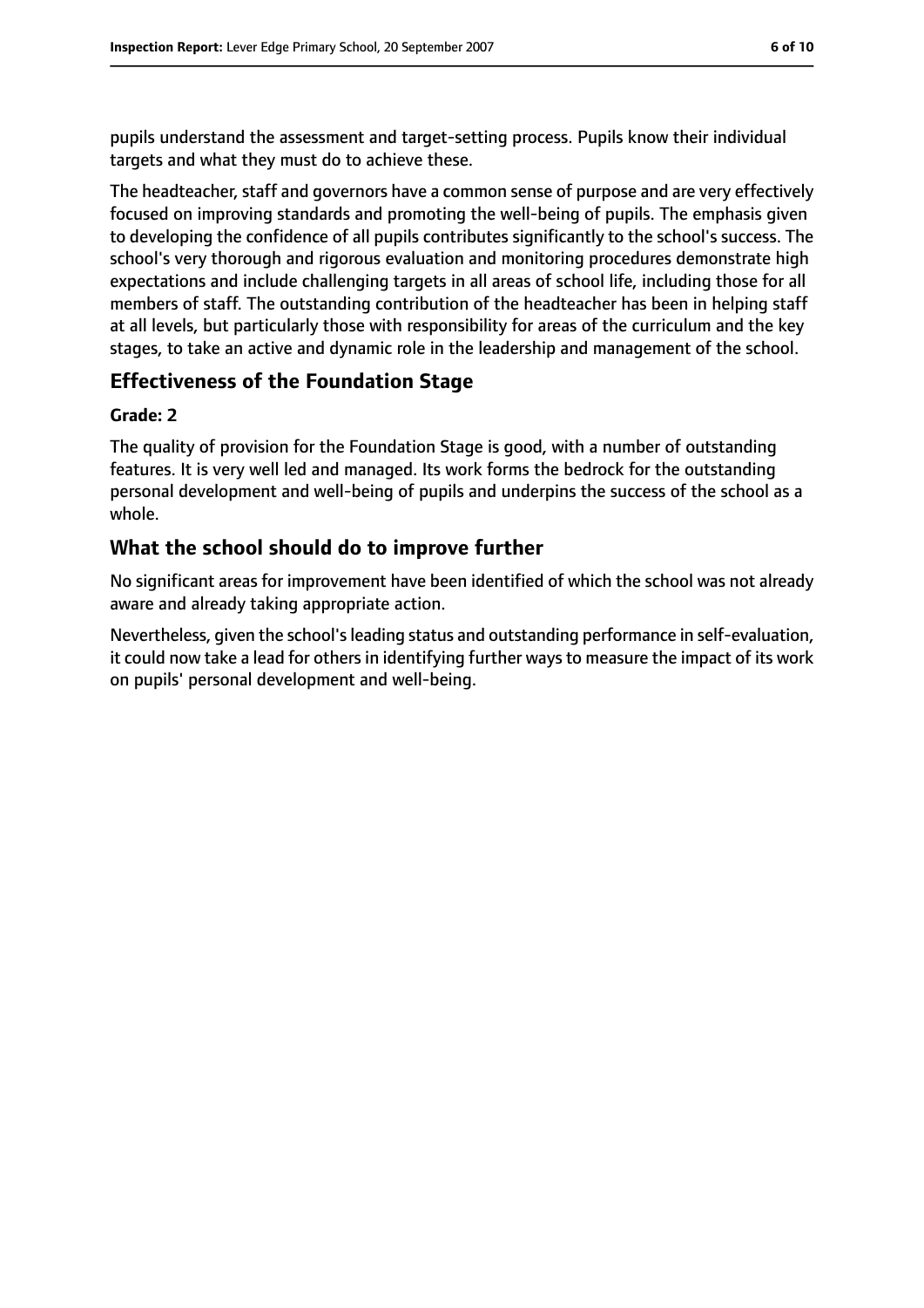pupils understand the assessment and target-setting process. Pupils know their individual targets and what they must do to achieve these.

The headteacher, staff and governors have a common sense of purpose and are very effectively focused on improving standards and promoting the well-being of pupils. The emphasis given to developing the confidence of all pupils contributes significantly to the school's success. The school's very thorough and rigorous evaluation and monitoring procedures demonstrate high expectations and include challenging targets in all areas of school life, including those for all members of staff. The outstanding contribution of the headteacher has been in helping staff at all levels, but particularly those with responsibility for areas of the curriculum and the key stages, to take an active and dynamic role in the leadership and management of the school.

## Effectiveness of the Foundation Stage

**Grade: 2**

The quality of provision for the Foundation Stage is good, with a number of outstanding features. It is very well led and managed. Its work forms the bedrock for the outstanding personal development and well-being of pupils and underpins the success of the school as a whole.

## What the school should do to improve further

No significant areas for improvement have been identified of which the school was not already aware and already taking appropriate action.

Nevertheless, given the school's leading status and outstanding performance in self-evaluation, it could now take a lead for others in identifying further ways to measure the impact of its work on pupils' personal development and well-being.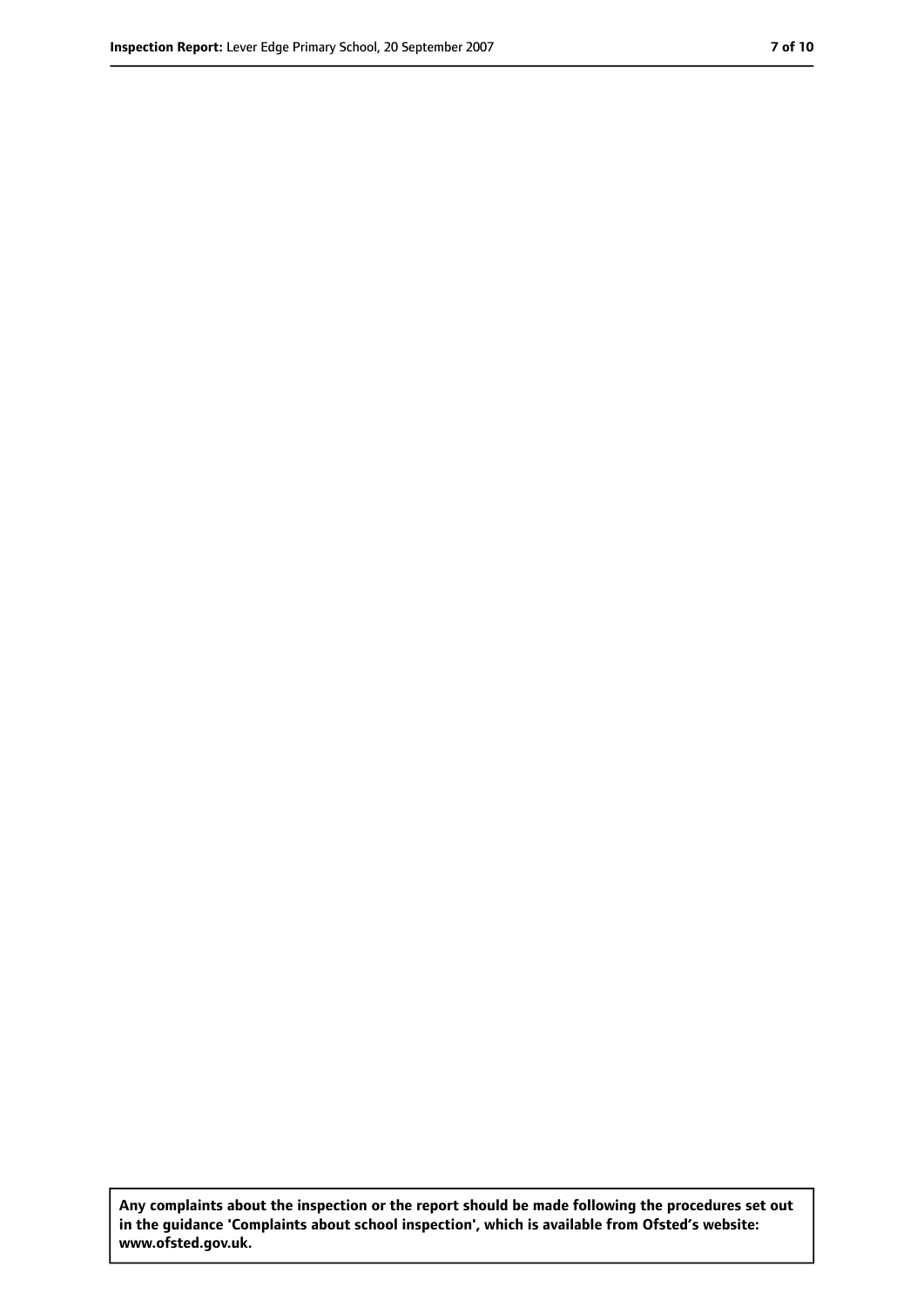**Any complaints about the inspection or the report should be made following the procedures set out in the guidance 'Complaints about school inspection', which is available from Ofsted's website: www.ofsted.gov.uk.**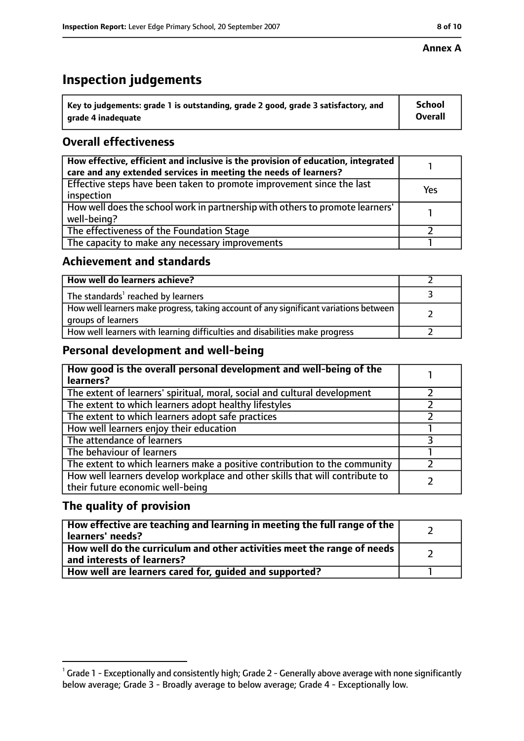**Annex A**

# Inspection judgements

| Key to judgements: grade 1 is outstanding, grade 2 good, grade 3 satisfactory, and grade 4 inadequate | School Overall |
|---|---|

## Overall effectiveness

| | |
|---|---|
| How effective, efficient and inclusive is the provision of education, integrated care and any extended services in meeting the needs of learners? | 1 |
| Effective steps have been taken to promote improvement since the last inspection | Yes |
| How well does the school work in partnership with others to promote learners' well-being? | 1 |
| The effectiveness of the Foundation Stage | 2 |
| The capacity to make any necessary improvements | 1 |

## Achievement and standards

| | |
|---|---|
| How well do learners achieve? | 2 |
| The standards[1] reached by learners | 3 |
| How well learners make progress, taking account of any significant variations between groups of learners | 2 |
| How well learners with learning difficulties and disabilities make progress | 2 |

## Personal development and well-being

| | |
|---|---|
| How good is the overall personal development and well-being of the learners? | 1 |
| The extent of learners' spiritual, moral, social and cultural development | 2 |
| The extent to which learners adopt healthy lifestyles | 2 |
| The extent to which learners adopt safe practices | 2 |
| How well learners enjoy their education | 1 |
| The attendance of learners | 3 |
| The behaviour of learners | 1 |
| The extent to which learners make a positive contribution to the community | 2 |
| How well learners develop workplace and other skills that will contribute to their future economic well-being | 2 |

## The quality of provision

| | |
|---|---|
| How effective are teaching and learning in meeting the full range of the learners' needs? | 2 |
| How well do the curriculum and other activities meet the range of needs and interests of learners? | 2 |
| How well are learners cared for, guided and supported? | 1 |

[1] Grade 1 - Exceptionally and consistently high; Grade 2 - Generally above average with none significantly below average; Grade 3 - Broadly average to below average; Grade 4 - Exceptionally low.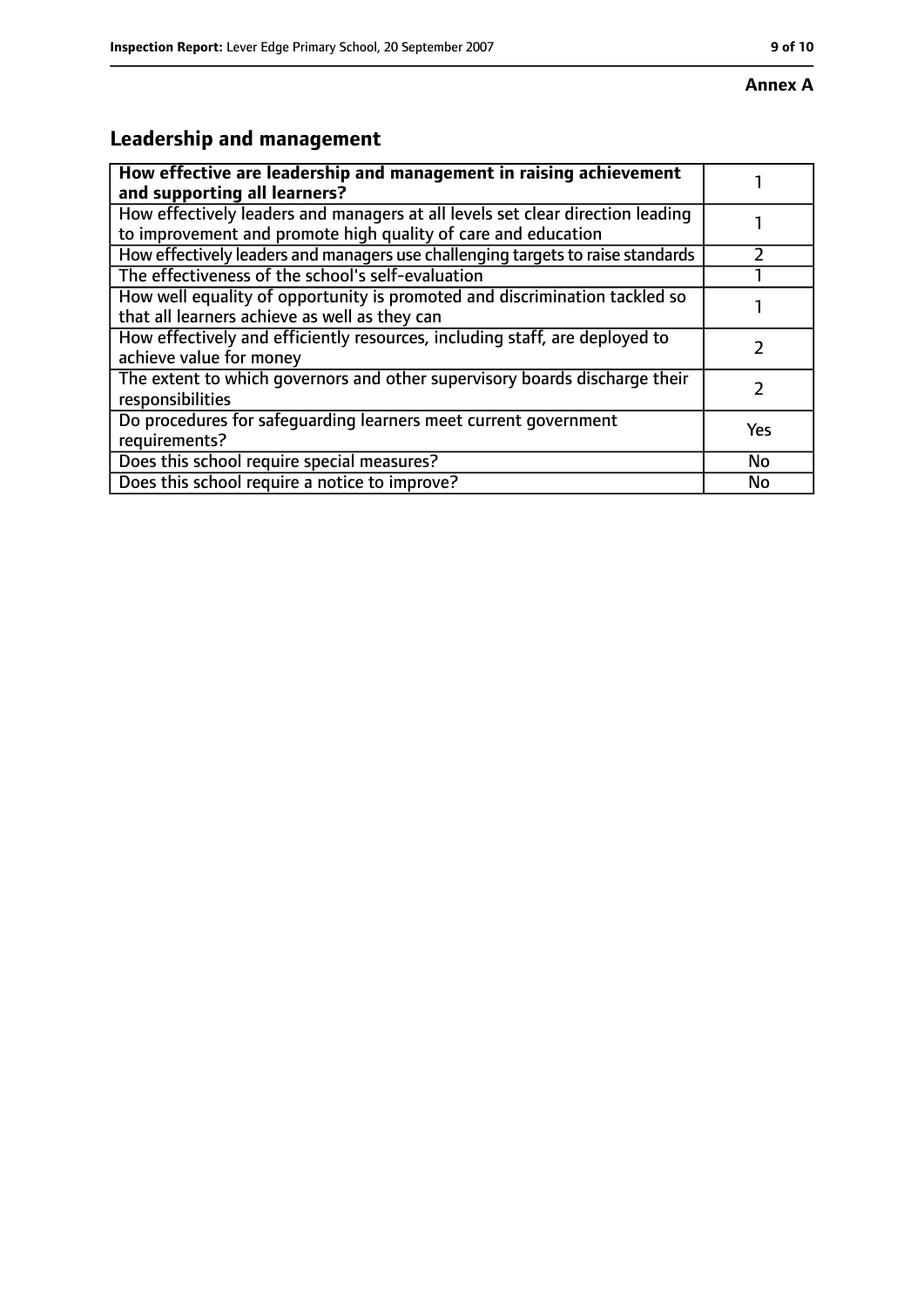**Annex A**

## Leadership and management

| **How effective are leadership and management in raising achievement and supporting all learners?** | 1 |
|---|---|
| How effectively leaders and managers at all levels set clear direction leading to improvement and promote high quality of care and education | 1 |
| How effectively leaders and managers use challenging targets to raise standards | 2 |
| The effectiveness of the school's self-evaluation | 1 |
| How well equality of opportunity is promoted and discrimination tackled so that all learners achieve as well as they can | 1 |
| How effectively and efficiently resources, including staff, are deployed to achieve value for money | 2 |
| The extent to which governors and other supervisory boards discharge their responsibilities | 2 |
| Do procedures for safeguarding learners meet current government requirements? | Yes |
| Does this school require special measures? | No |
| Does this school require a notice to improve? | No |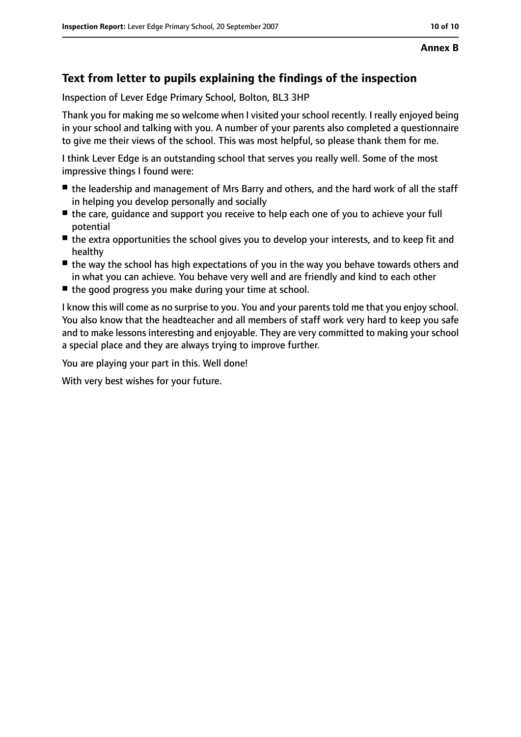**Annex B**

## Text from letter to pupils explaining the findings of the inspection

Inspection of Lever Edge Primary School, Bolton, BL3 3HP

Thank you for making me so welcome when I visited your school recently. I really enjoyed being in your school and talking with you. A number of your parents also completed a questionnaire to give me their views of the school. This was most helpful, so please thank them for me.

I think Lever Edge is an outstanding school that serves you really well. Some of the most impressive things I found were:

- the leadership and management of Mrs Barry and others, and the hard work of all the staff in helping you develop personally and socially
- the care, guidance and support you receive to help each one of you to achieve your full potential
- the extra opportunities the school gives you to develop your interests, and to keep fit and healthy
- the way the school has high expectations of you in the way you behave towards others and in what you can achieve. You behave very well and are friendly and kind to each other
- the good progress you make during your time at school.

I know this will come as no surprise to you. You and your parents told me that you enjoy school. You also know that the headteacher and all members of staff work very hard to keep you safe and to make lessons interesting and enjoyable. They are very committed to making your school a special place and they are always trying to improve further.

You are playing your part in this. Well done!

With very best wishes for your future.